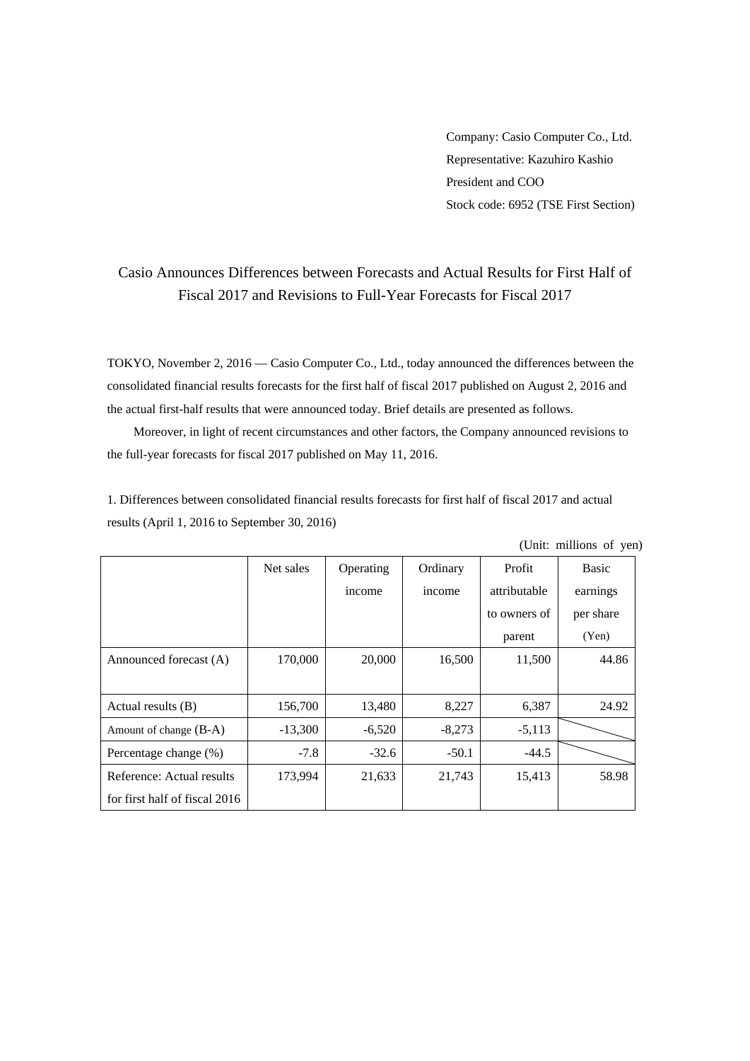Company: Casio Computer Co., Ltd.
Representative: Kazuhiro Kashio
President and COO
Stock code: 6952 (TSE First Section)

# Casio Announces Differences between Forecasts and Actual Results for First Half of Fiscal 2017 and Revisions to Full-Year Forecasts for Fiscal 2017

TOKYO, November 2, 2016 — Casio Computer Co., Ltd., today announced the differences between the consolidated financial results forecasts for the first half of fiscal 2017 published on August 2, 2016 and the actual first-half results that were announced today. Brief details are presented as follows.

Moreover, in light of recent circumstances and other factors, the Company announced revisions to the full-year forecasts for fiscal 2017 published on May 11, 2016.

1. Differences between consolidated financial results forecasts for first half of fiscal 2017 and actual results (April 1, 2016 to September 30, 2016)

(Unit: millions of yen)

| | Net sales | Operating income | Ordinary income | Profit attributable to owners of parent | Basic earnings per share (Yen) |
|---|---|---|---|---|---|
| Announced forecast (A) | 170,000 | 20,000 | 16,500 | 11,500 | 44.86 |
| Actual results (B) | 156,700 | 13,480 | 8,227 | 6,387 | 24.92 |
| Amount of change (B-A) | -13,300 | -6,520 | -8,273 | -5,113 | |
| Percentage change (%) | -7.8 | -32.6 | -50.1 | -44.5 | |
| Reference: Actual results for first half of fiscal 2016 | 173,994 | 21,633 | 21,743 | 15,413 | 58.98 |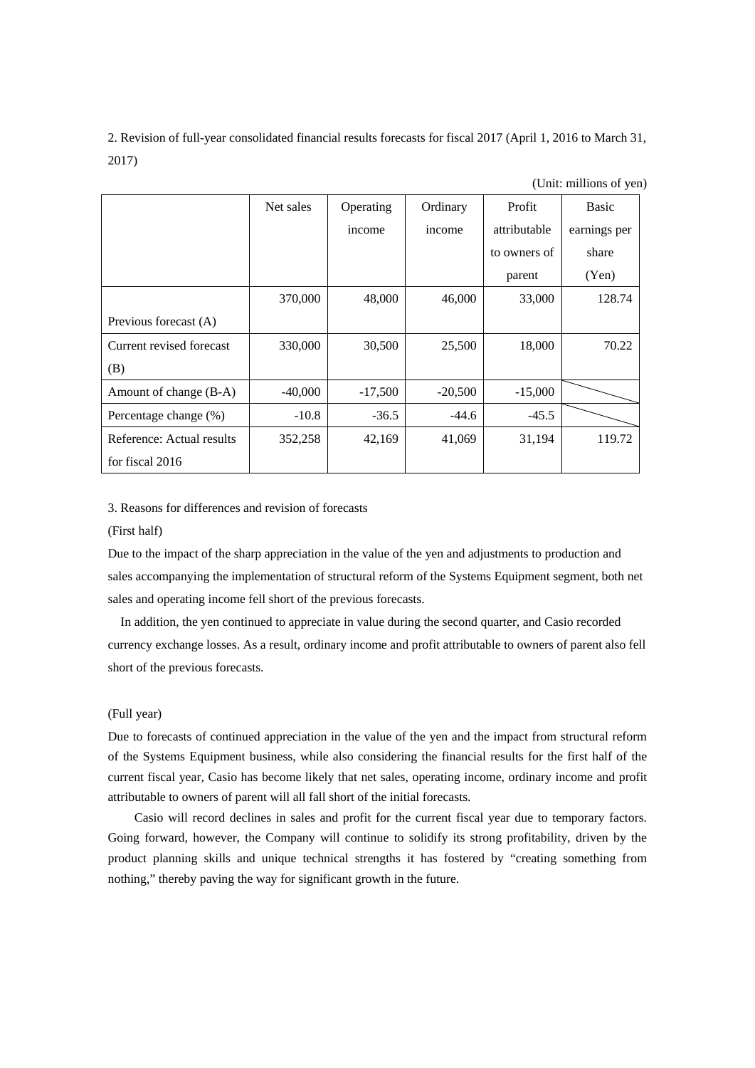2. Revision of full-year consolidated financial results forecasts for fiscal 2017 (April 1, 2016 to March 31, 2017)

(Unit: millions of yen)

| | Net sales | Operating income | Ordinary income | Profit attributable to owners of parent | Basic earnings per share (Yen) |
|---|---|---|---|---|---|
| Previous forecast (A) | 370,000 | 48,000 | 46,000 | 33,000 | 128.74 |
| Current revised forecast (B) | 330,000 | 30,500 | 25,500 | 18,000 | 70.22 |
| Amount of change (B-A) | -40,000 | -17,500 | -20,500 | -15,000 | |
| Percentage change (%) | -10.8 | -36.5 | -44.6 | -45.5 | |
| Reference: Actual results for fiscal 2016 | 352,258 | 42,169 | 41,069 | 31,194 | 119.72 |

3. Reasons for differences and revision of forecasts

(First half)

Due to the impact of the sharp appreciation in the value of the yen and adjustments to production and sales accompanying the implementation of structural reform of the Systems Equipment segment, both net sales and operating income fell short of the previous forecasts.

In addition, the yen continued to appreciate in value during the second quarter, and Casio recorded currency exchange losses. As a result, ordinary income and profit attributable to owners of parent also fell short of the previous forecasts.

(Full year)

Due to forecasts of continued appreciation in the value of the yen and the impact from structural reform of the Systems Equipment business, while also considering the financial results for the first half of the current fiscal year, Casio has become likely that net sales, operating income, ordinary income and profit attributable to owners of parent will all fall short of the initial forecasts.

Casio will record declines in sales and profit for the current fiscal year due to temporary factors. Going forward, however, the Company will continue to solidify its strong profitability, driven by the product planning skills and unique technical strengths it has fostered by “creating something from nothing,” thereby paving the way for significant growth in the future.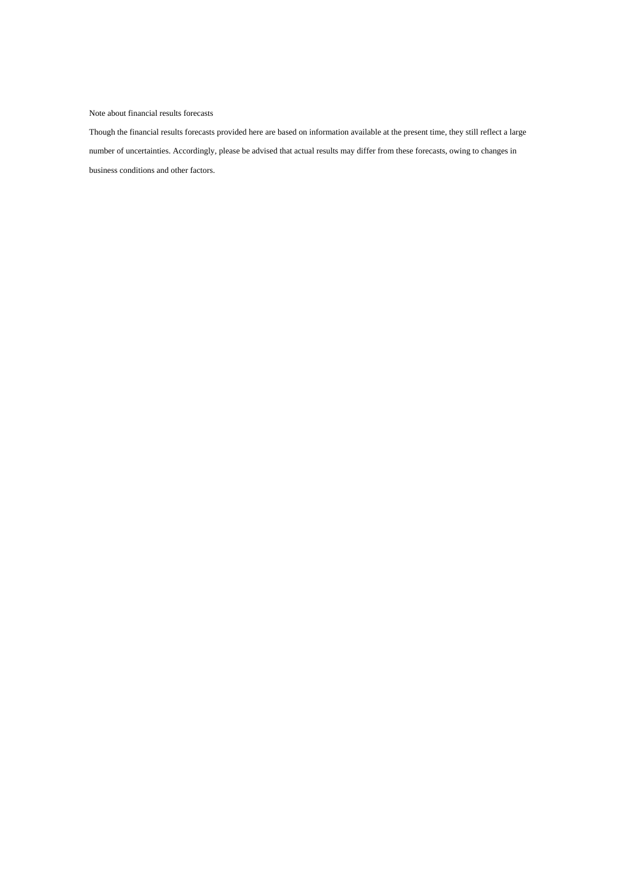Note about financial results forecasts

Though the financial results forecasts provided here are based on information available at the present time, they still reflect a large number of uncertainties. Accordingly, please be advised that actual results may differ from these forecasts, owing to changes in business conditions and other factors.